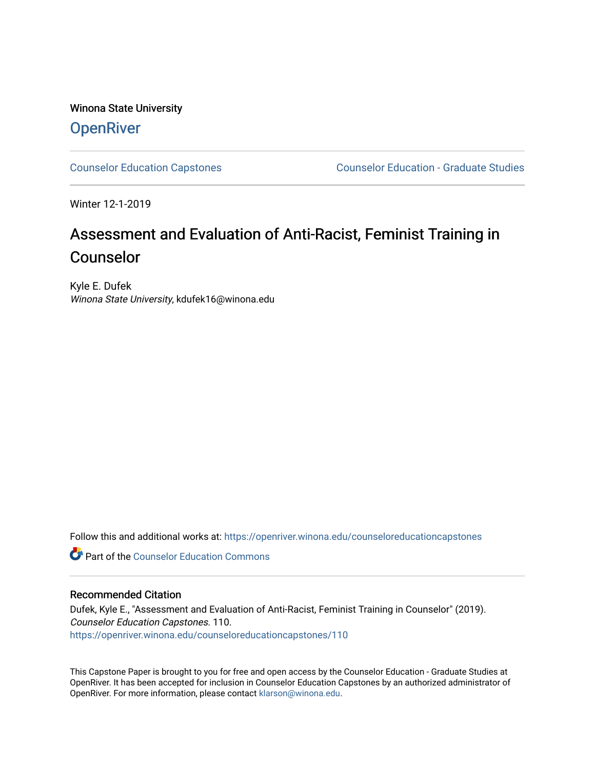Winona State University

# OpenRiver

Counselor Education Capstones | Counselor Education - Graduate Studies

Winter 12-1-2019

## Assessment and Evaluation of Anti-Racist, Feminist Training in Counselor

Kyle E. Dufek
*Winona State University*, kdufek16@winona.edu

Follow this and additional works at: https://openriver.winona.edu/counseloreducationcapstones

Part of the Counselor Education Commons

### Recommended Citation

Dufek, Kyle E., "Assessment and Evaluation of Anti-Racist, Feminist Training in Counselor" (2019). *Counselor Education Capstones*. 110.
https://openriver.winona.edu/counseloreducationcapstones/110

This Capstone Paper is brought to you for free and open access by the Counselor Education - Graduate Studies at OpenRiver. It has been accepted for inclusion in Counselor Education Capstones by an authorized administrator of OpenRiver. For more information, please contact klarson@winona.edu.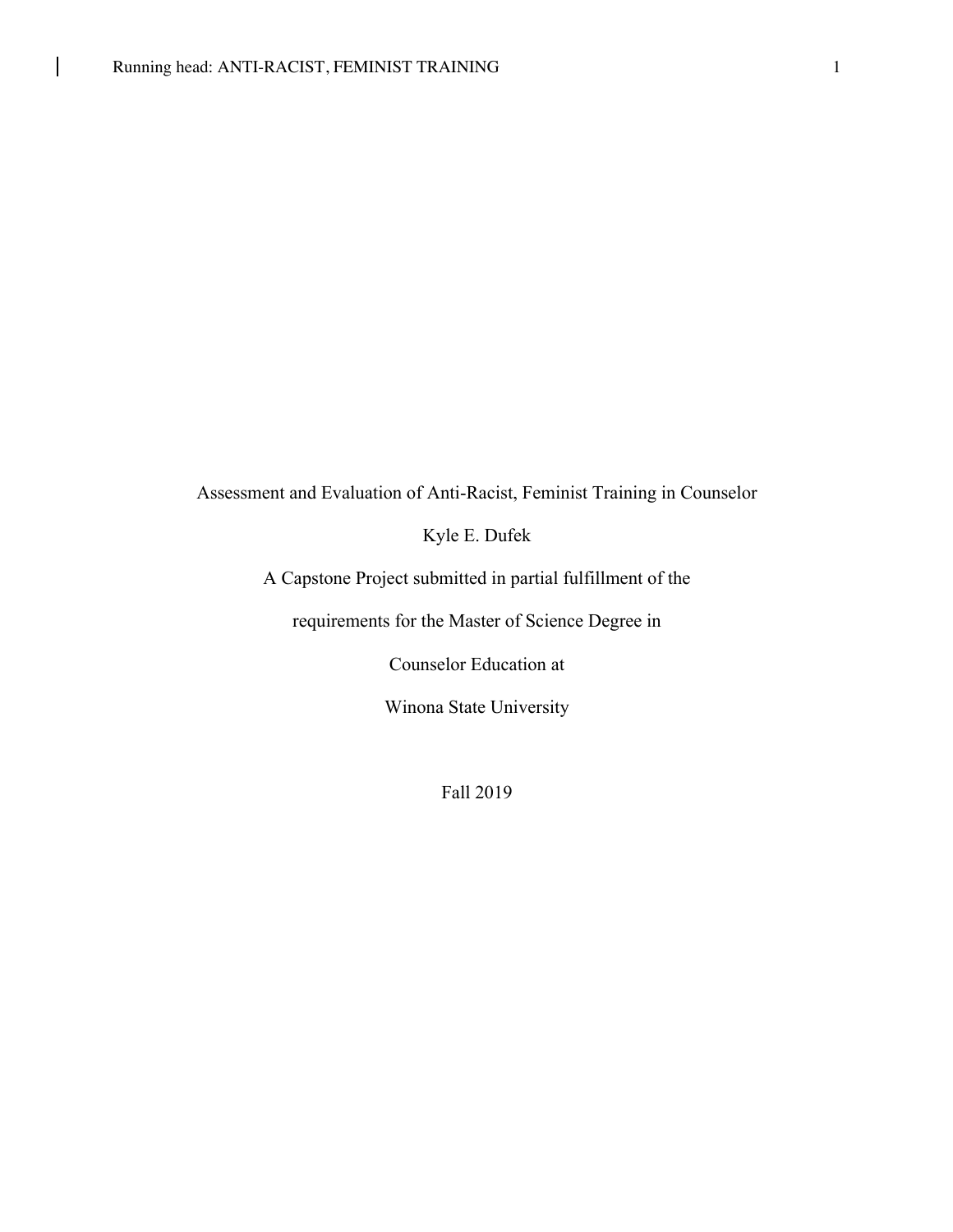Assessment and Evaluation of Anti-Racist, Feminist Training in Counselor

Kyle E. Dufek

A Capstone Project submitted in partial fulfillment of the

requirements for the Master of Science Degree in

Counselor Education at

Winona State University

Fall 2019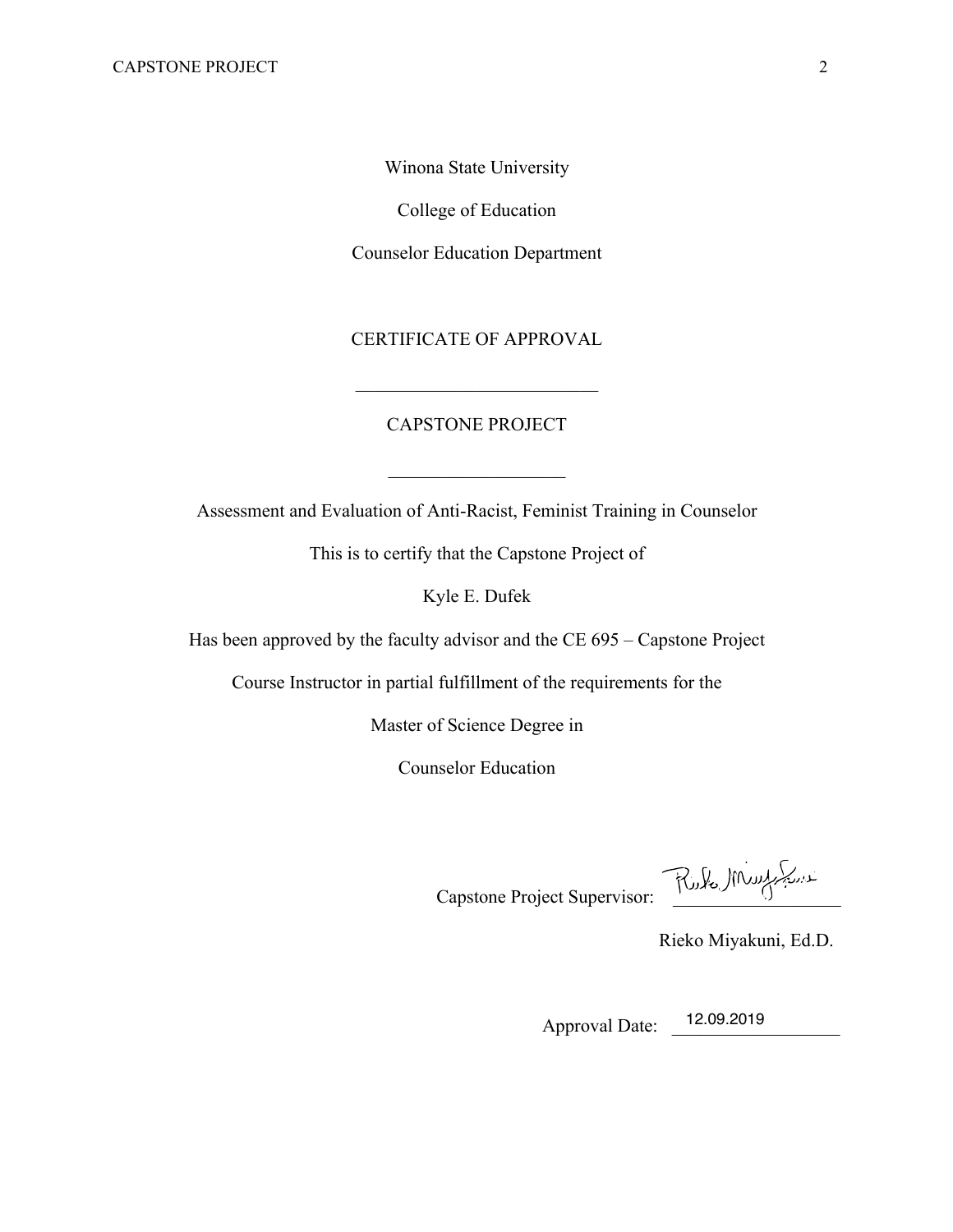Winona State University

College of Education

Counselor Education Department

CERTIFICATE OF APPROVAL

---

CAPSTONE PROJECT

---

Assessment and Evaluation of Anti-Racist, Feminist Training in Counselor

This is to certify that the Capstone Project of

Kyle E. Dufek

Has been approved by the faculty advisor and the CE 695 – Capstone Project

Course Instructor in partial fulfillment of the requirements for the

Master of Science Degree in

Counselor Education

Capstone Project Supervisor: ____________________

Rieko Miyakuni, Ed.D.

Approval Date: 12.09.2019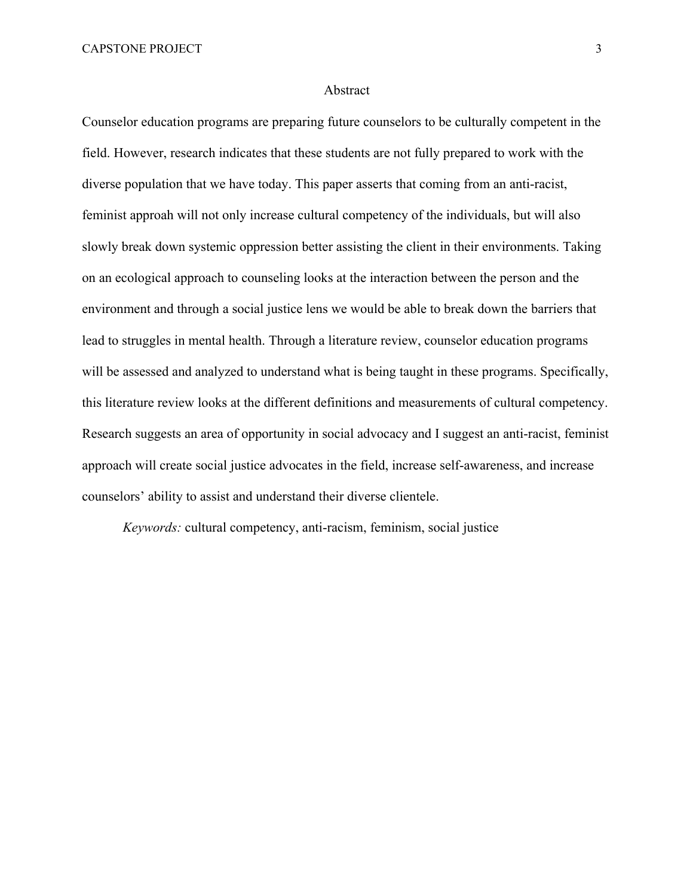## Abstract

Counselor education programs are preparing future counselors to be culturally competent in the field. However, research indicates that these students are not fully prepared to work with the diverse population that we have today. This paper asserts that coming from an anti-racist, feminist approah will not only increase cultural competency of the individuals, but will also slowly break down systemic oppression better assisting the client in their environments. Taking on an ecological approach to counseling looks at the interaction between the person and the environment and through a social justice lens we would be able to break down the barriers that lead to struggles in mental health. Through a literature review, counselor education programs will be assessed and analyzed to understand what is being taught in these programs. Specifically, this literature review looks at the different definitions and measurements of cultural competency. Research suggests an area of opportunity in social advocacy and I suggest an anti-racist, feminist approach will create social justice advocates in the field, increase self-awareness, and increase counselors' ability to assist and understand their diverse clientele.

*Keywords:* cultural competency, anti-racism, feminism, social justice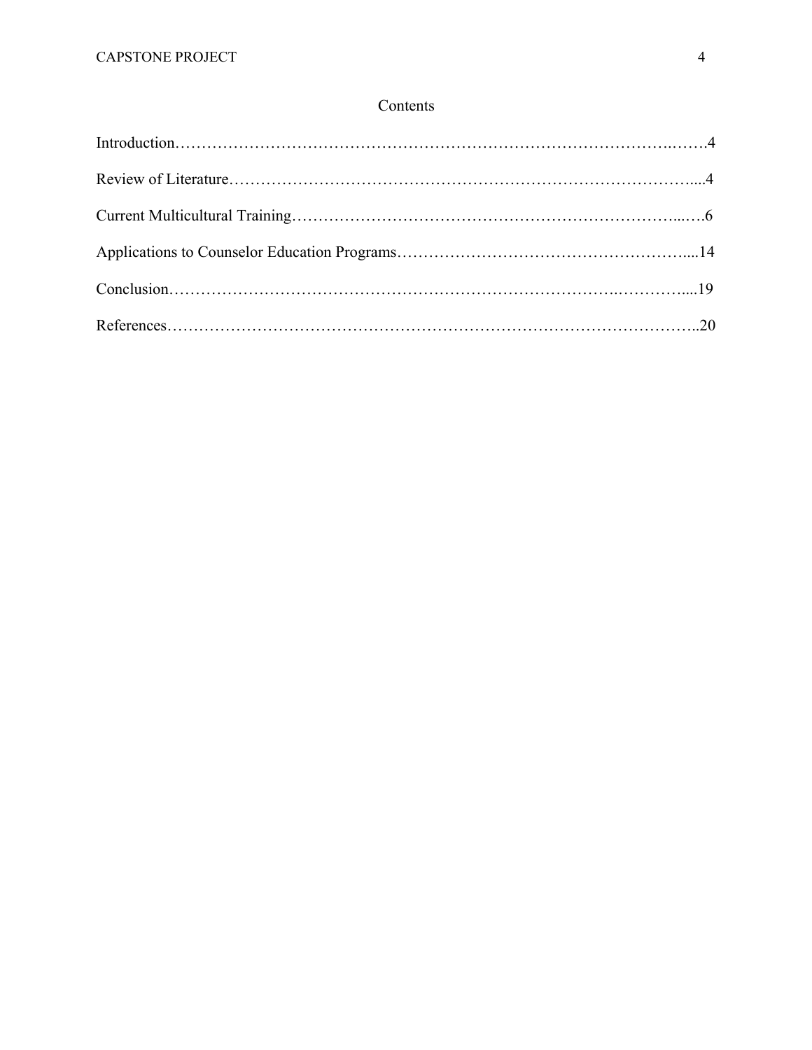# Contents

Introduction……………………………………………………………………………….…….4

Review of Literature…………………………………………………………………………....4

Current Multicultural Training…………………………………………………………...….6

Applications to Counselor Education Programs……………………………………………....14

Conclusion………………………………………………………………………..…………....19

References……………………………………………………………………………………..20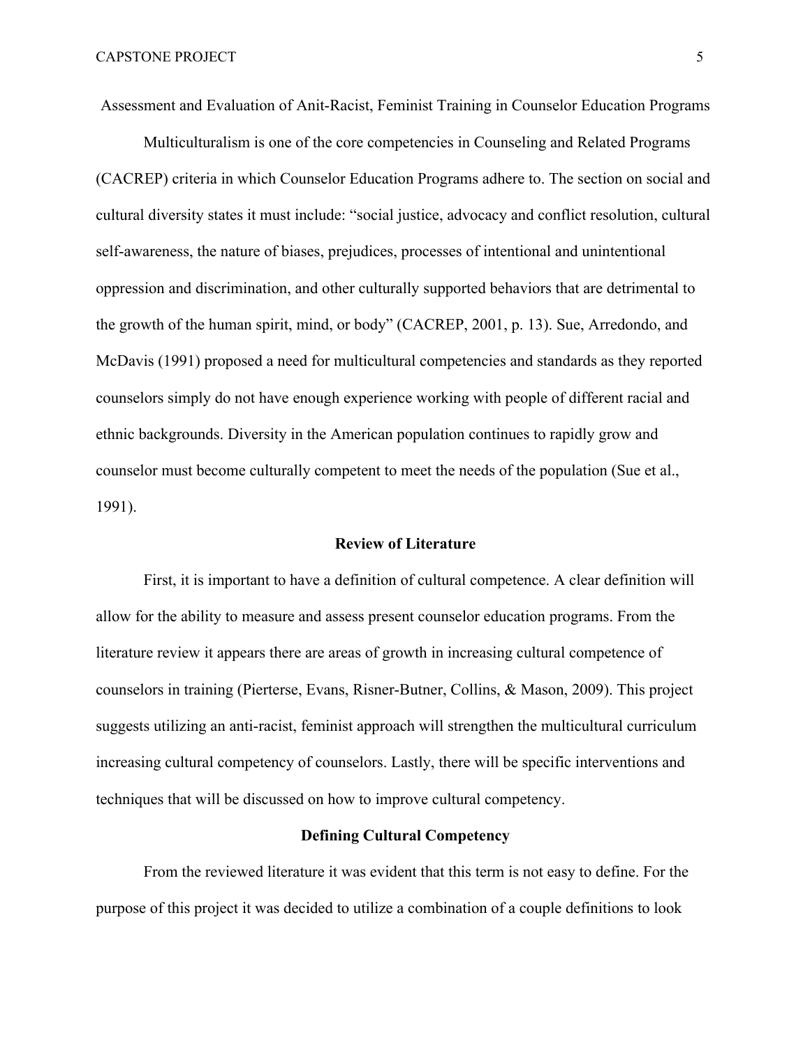Assessment and Evaluation of Anit-Racist, Feminist Training in Counselor Education Programs

Multiculturalism is one of the core competencies in Counseling and Related Programs (CACREP) criteria in which Counselor Education Programs adhere to. The section on social and cultural diversity states it must include: “social justice, advocacy and conflict resolution, cultural self-awareness, the nature of biases, prejudices, processes of intentional and unintentional oppression and discrimination, and other culturally supported behaviors that are detrimental to the growth of the human spirit, mind, or body” (CACREP, 2001, p. 13). Sue, Arredondo, and McDavis (1991) proposed a need for multicultural competencies and standards as they reported counselors simply do not have enough experience working with people of different racial and ethnic backgrounds. Diversity in the American population continues to rapidly grow and counselor must become culturally competent to meet the needs of the population (Sue et al., 1991).

## Review of Literature

First, it is important to have a definition of cultural competence. A clear definition will allow for the ability to measure and assess present counselor education programs. From the literature review it appears there are areas of growth in increasing cultural competence of counselors in training (Pierterse, Evans, Risner-Butner, Collins, & Mason, 2009). This project suggests utilizing an anti-racist, feminist approach will strengthen the multicultural curriculum increasing cultural competency of counselors. Lastly, there will be specific interventions and techniques that will be discussed on how to improve cultural competency.

## Defining Cultural Competency

From the reviewed literature it was evident that this term is not easy to define. For the purpose of this project it was decided to utilize a combination of a couple definitions to look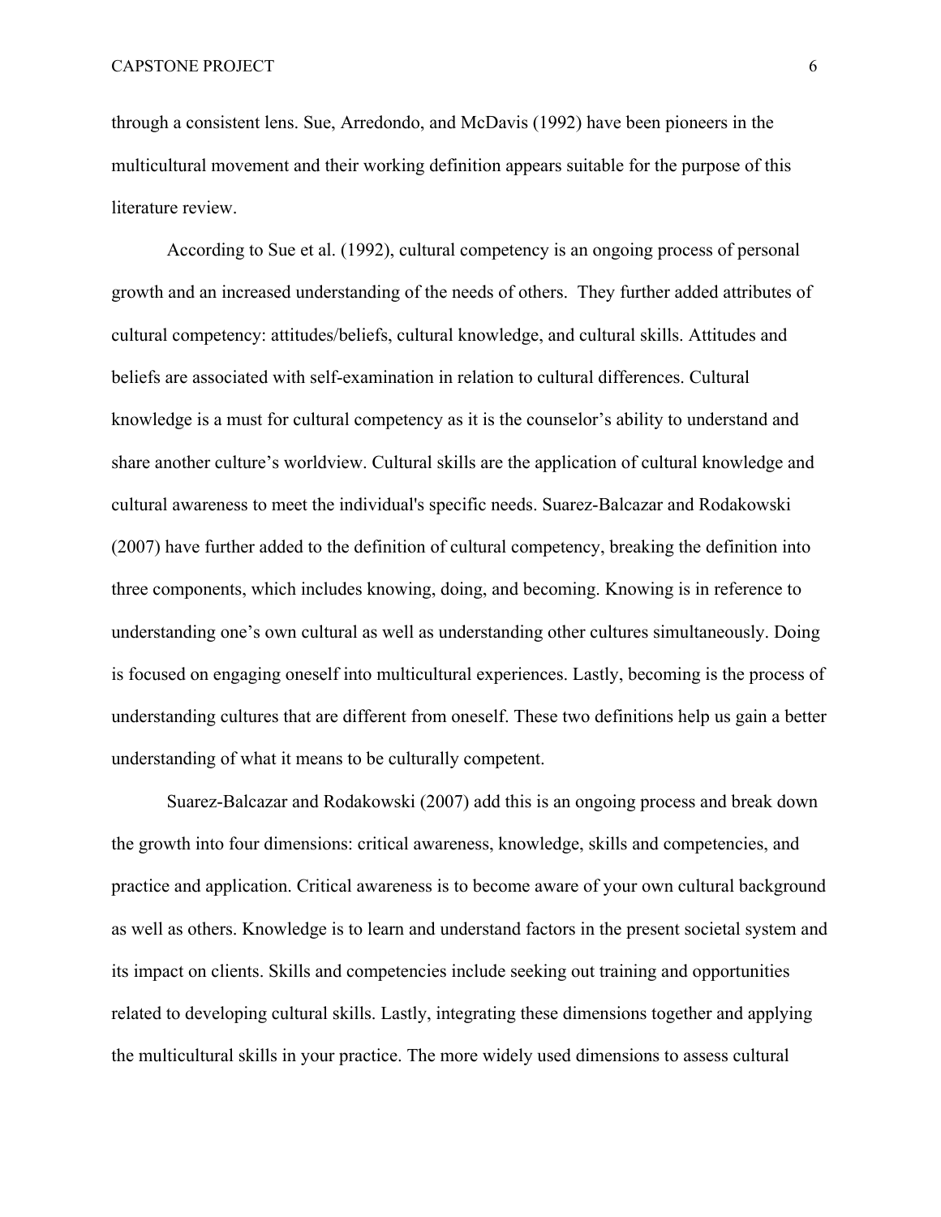through a consistent lens. Sue, Arredondo, and McDavis (1992) have been pioneers in the multicultural movement and their working definition appears suitable for the purpose of this literature review.

According to Sue et al. (1992), cultural competency is an ongoing process of personal growth and an increased understanding of the needs of others.  They further added attributes of cultural competency: attitudes/beliefs, cultural knowledge, and cultural skills. Attitudes and beliefs are associated with self-examination in relation to cultural differences. Cultural knowledge is a must for cultural competency as it is the counselor's ability to understand and share another culture's worldview. Cultural skills are the application of cultural knowledge and cultural awareness to meet the individual's specific needs. Suarez-Balcazar and Rodakowski (2007) have further added to the definition of cultural competency, breaking the definition into three components, which includes knowing, doing, and becoming. Knowing is in reference to understanding one's own cultural as well as understanding other cultures simultaneously. Doing is focused on engaging oneself into multicultural experiences. Lastly, becoming is the process of understanding cultures that are different from oneself. These two definitions help us gain a better understanding of what it means to be culturally competent.

Suarez-Balcazar and Rodakowski (2007) add this is an ongoing process and break down the growth into four dimensions: critical awareness, knowledge, skills and competencies, and practice and application. Critical awareness is to become aware of your own cultural background as well as others. Knowledge is to learn and understand factors in the present societal system and its impact on clients. Skills and competencies include seeking out training and opportunities related to developing cultural skills. Lastly, integrating these dimensions together and applying the multicultural skills in your practice. The more widely used dimensions to assess cultural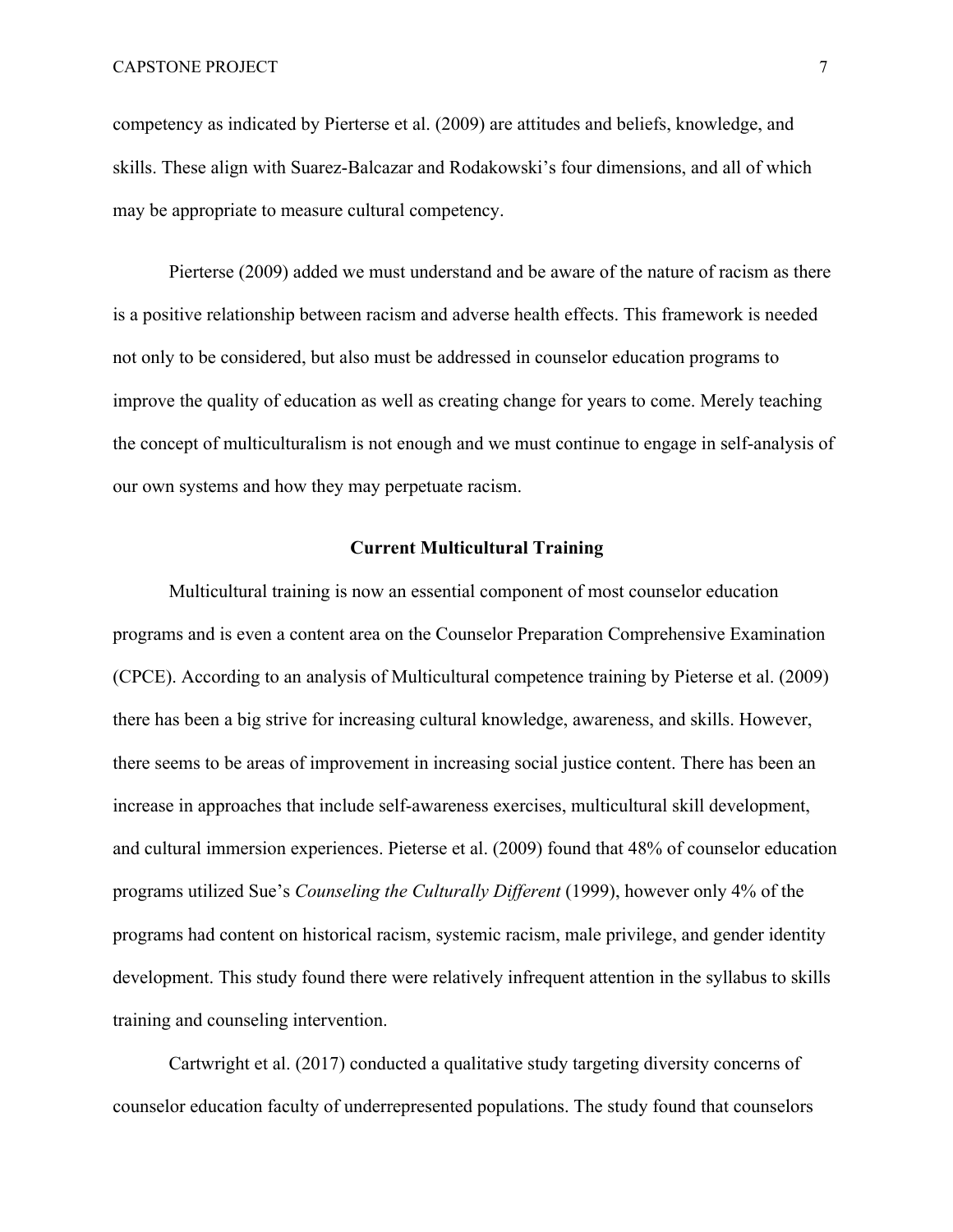competency as indicated by Pierterse et al. (2009) are attitudes and beliefs, knowledge, and skills. These align with Suarez-Balcazar and Rodakowski's four dimensions, and all of which may be appropriate to measure cultural competency.

Pierterse (2009) added we must understand and be aware of the nature of racism as there is a positive relationship between racism and adverse health effects. This framework is needed not only to be considered, but also must be addressed in counselor education programs to improve the quality of education as well as creating change for years to come. Merely teaching the concept of multiculturalism is not enough and we must continue to engage in self-analysis of our own systems and how they may perpetuate racism.

## Current Multicultural Training

Multicultural training is now an essential component of most counselor education programs and is even a content area on the Counselor Preparation Comprehensive Examination (CPCE). According to an analysis of Multicultural competence training by Pieterse et al. (2009) there has been a big strive for increasing cultural knowledge, awareness, and skills. However, there seems to be areas of improvement in increasing social justice content. There has been an increase in approaches that include self-awareness exercises, multicultural skill development, and cultural immersion experiences. Pieterse et al. (2009) found that 48% of counselor education programs utilized Sue's *Counseling the Culturally Different* (1999), however only 4% of the programs had content on historical racism, systemic racism, male privilege, and gender identity development. This study found there were relatively infrequent attention in the syllabus to skills training and counseling intervention.

Cartwright et al. (2017) conducted a qualitative study targeting diversity concerns of counselor education faculty of underrepresented populations. The study found that counselors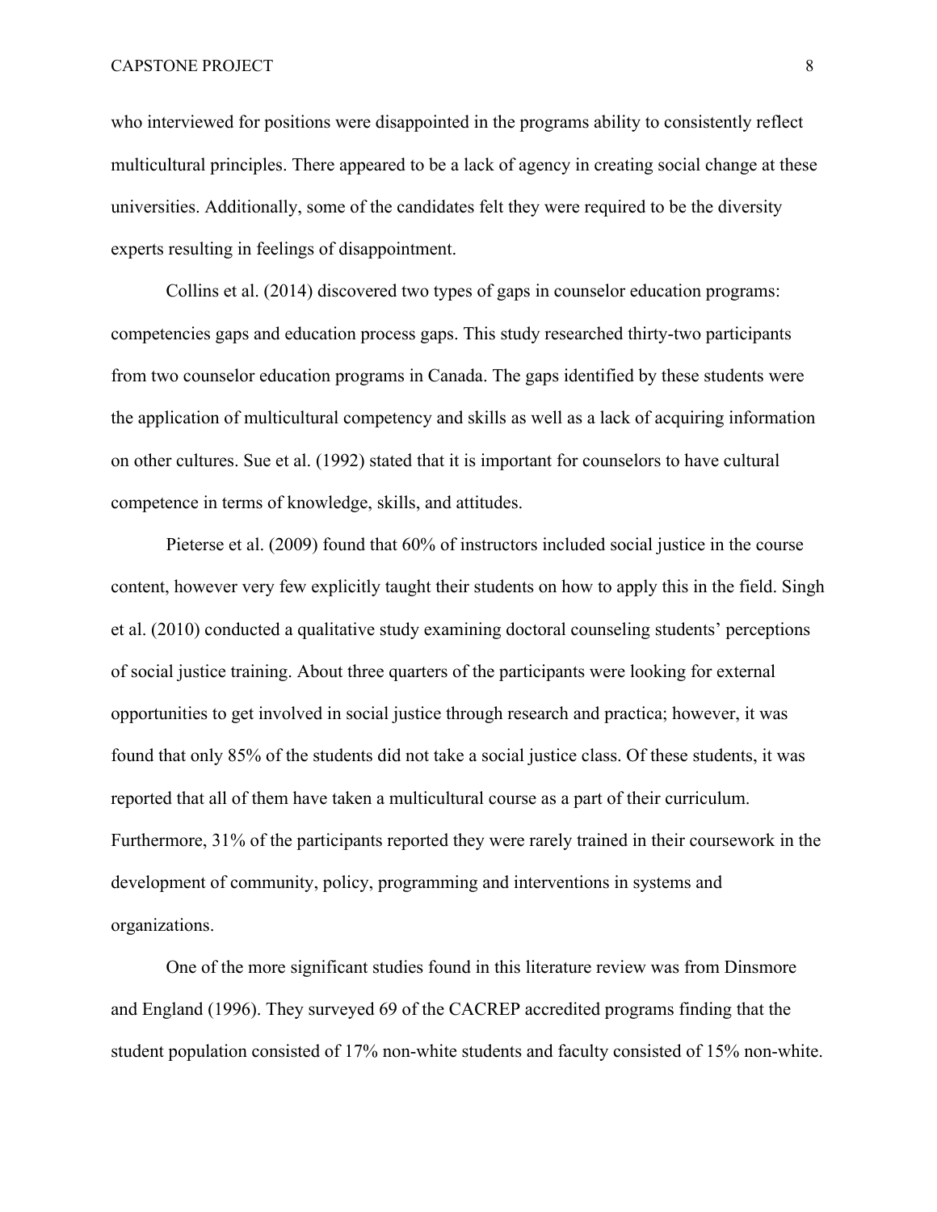who interviewed for positions were disappointed in the programs ability to consistently reflect multicultural principles. There appeared to be a lack of agency in creating social change at these universities. Additionally, some of the candidates felt they were required to be the diversity experts resulting in feelings of disappointment.

Collins et al. (2014) discovered two types of gaps in counselor education programs: competencies gaps and education process gaps. This study researched thirty-two participants from two counselor education programs in Canada. The gaps identified by these students were the application of multicultural competency and skills as well as a lack of acquiring information on other cultures. Sue et al. (1992) stated that it is important for counselors to have cultural competence in terms of knowledge, skills, and attitudes.

Pieterse et al. (2009) found that 60% of instructors included social justice in the course content, however very few explicitly taught their students on how to apply this in the field. Singh et al. (2010) conducted a qualitative study examining doctoral counseling students' perceptions of social justice training. About three quarters of the participants were looking for external opportunities to get involved in social justice through research and practica; however, it was found that only 85% of the students did not take a social justice class. Of these students, it was reported that all of them have taken a multicultural course as a part of their curriculum. Furthermore, 31% of the participants reported they were rarely trained in their coursework in the development of community, policy, programming and interventions in systems and organizations.

One of the more significant studies found in this literature review was from Dinsmore and England (1996). They surveyed 69 of the CACREP accredited programs finding that the student population consisted of 17% non-white students and faculty consisted of 15% non-white.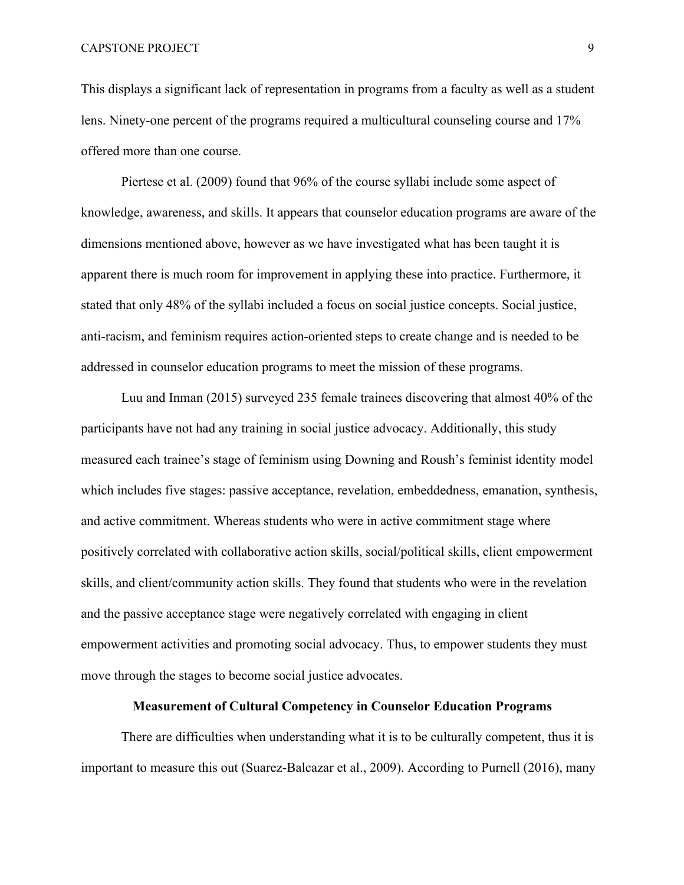This displays a significant lack of representation in programs from a faculty as well as a student lens. Ninety-one percent of the programs required a multicultural counseling course and 17% offered more than one course.

Piertese et al. (2009) found that 96% of the course syllabi include some aspect of knowledge, awareness, and skills. It appears that counselor education programs are aware of the dimensions mentioned above, however as we have investigated what has been taught it is apparent there is much room for improvement in applying these into practice. Furthermore, it stated that only 48% of the syllabi included a focus on social justice concepts. Social justice, anti-racism, and feminism requires action-oriented steps to create change and is needed to be addressed in counselor education programs to meet the mission of these programs.

Luu and Inman (2015) surveyed 235 female trainees discovering that almost 40% of the participants have not had any training in social justice advocacy. Additionally, this study measured each trainee's stage of feminism using Downing and Roush's feminist identity model which includes five stages: passive acceptance, revelation, embeddedness, emanation, synthesis, and active commitment. Whereas students who were in active commitment stage where positively correlated with collaborative action skills, social/political skills, client empowerment skills, and client/community action skills. They found that students who were in the revelation and the passive acceptance stage were negatively correlated with engaging in client empowerment activities and promoting social advocacy. Thus, to empower students they must move through the stages to become social justice advocates.

## Measurement of Cultural Competency in Counselor Education Programs

There are difficulties when understanding what it is to be culturally competent, thus it is important to measure this out (Suarez-Balcazar et al., 2009). According to Purnell (2016), many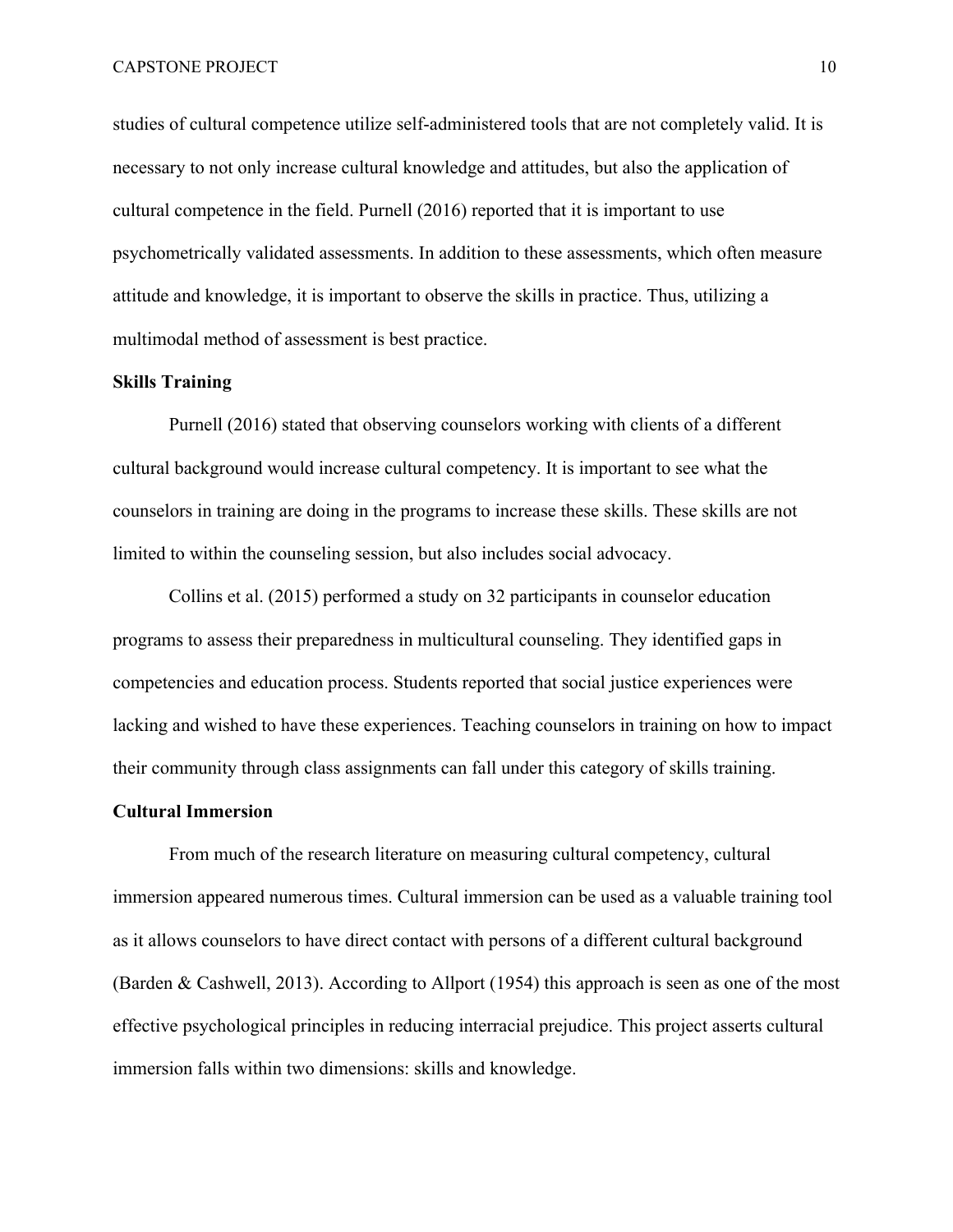studies of cultural competence utilize self-administered tools that are not completely valid. It is necessary to not only increase cultural knowledge and attitudes, but also the application of cultural competence in the field. Purnell (2016) reported that it is important to use psychometrically validated assessments. In addition to these assessments, which often measure attitude and knowledge, it is important to observe the skills in practice. Thus, utilizing a multimodal method of assessment is best practice.

**Skills Training**

Purnell (2016) stated that observing counselors working with clients of a different cultural background would increase cultural competency. It is important to see what the counselors in training are doing in the programs to increase these skills. These skills are not limited to within the counseling session, but also includes social advocacy.

Collins et al. (2015) performed a study on 32 participants in counselor education programs to assess their preparedness in multicultural counseling. They identified gaps in competencies and education process. Students reported that social justice experiences were lacking and wished to have these experiences. Teaching counselors in training on how to impact their community through class assignments can fall under this category of skills training.

**Cultural Immersion**

From much of the research literature on measuring cultural competency, cultural immersion appeared numerous times. Cultural immersion can be used as a valuable training tool as it allows counselors to have direct contact with persons of a different cultural background (Barden & Cashwell, 2013). According to Allport (1954) this approach is seen as one of the most effective psychological principles in reducing interracial prejudice. This project asserts cultural immersion falls within two dimensions: skills and knowledge.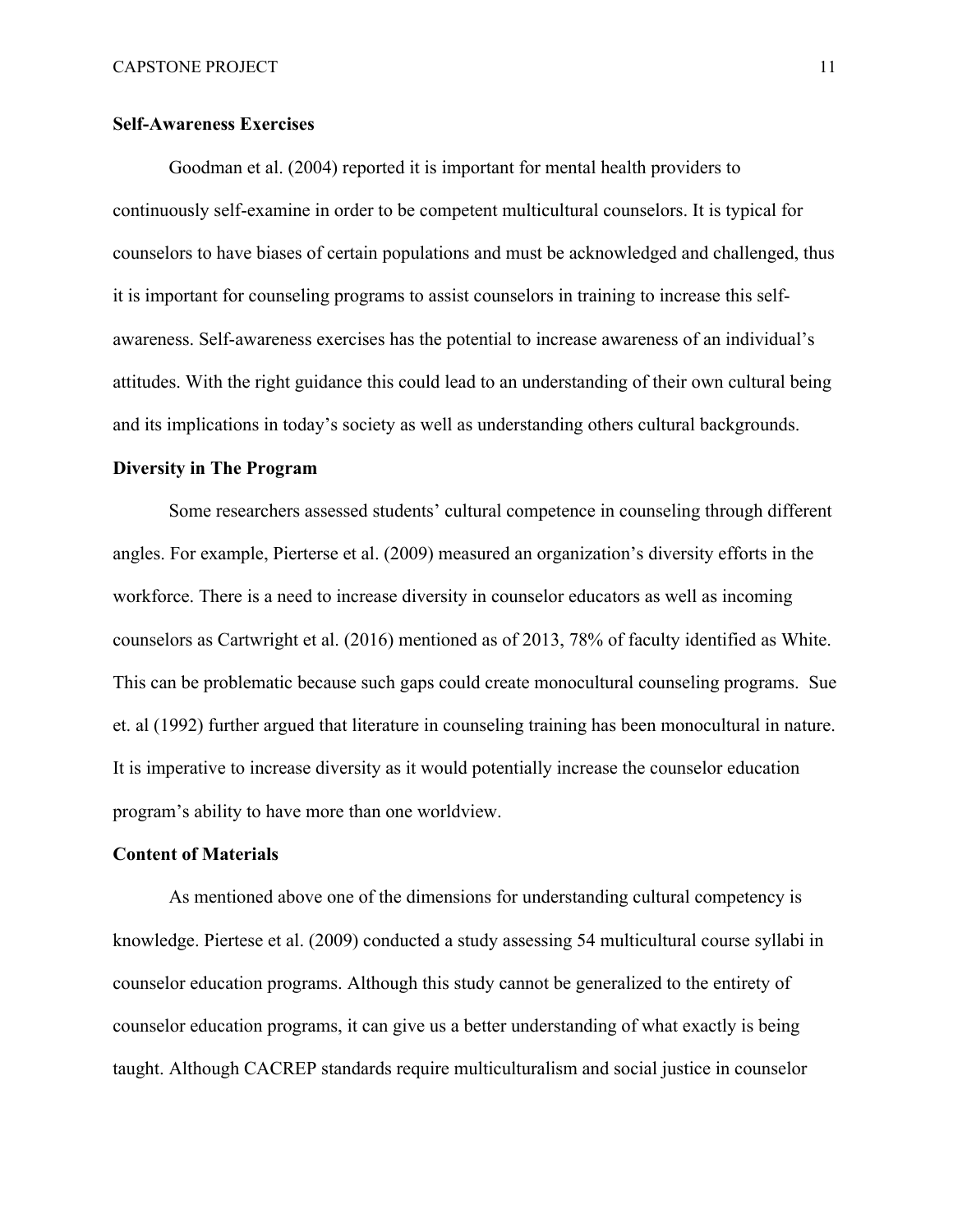### Self-Awareness Exercises

Goodman et al. (2004) reported it is important for mental health providers to continuously self-examine in order to be competent multicultural counselors. It is typical for counselors to have biases of certain populations and must be acknowledged and challenged, thus it is important for counseling programs to assist counselors in training to increase this self-awareness. Self-awareness exercises has the potential to increase awareness of an individual's attitudes. With the right guidance this could lead to an understanding of their own cultural being and its implications in today's society as well as understanding others cultural backgrounds.

### Diversity in The Program

Some researchers assessed students' cultural competence in counseling through different angles. For example, Pierterse et al. (2009) measured an organization's diversity efforts in the workforce. There is a need to increase diversity in counselor educators as well as incoming counselors as Cartwright et al. (2016) mentioned as of 2013, 78% of faculty identified as White. This can be problematic because such gaps could create monocultural counseling programs. Sue et. al (1992) further argued that literature in counseling training has been monocultural in nature. It is imperative to increase diversity as it would potentially increase the counselor education program's ability to have more than one worldview.

### Content of Materials

As mentioned above one of the dimensions for understanding cultural competency is knowledge. Piertese et al. (2009) conducted a study assessing 54 multicultural course syllabi in counselor education programs. Although this study cannot be generalized to the entirety of counselor education programs, it can give us a better understanding of what exactly is being taught. Although CACREP standards require multiculturalism and social justice in counselor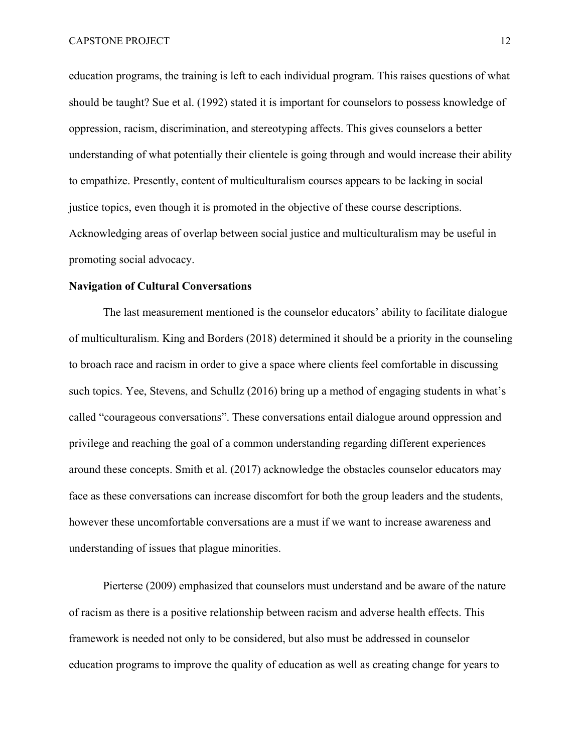education programs, the training is left to each individual program. This raises questions of what should be taught? Sue et al. (1992) stated it is important for counselors to possess knowledge of oppression, racism, discrimination, and stereotyping affects. This gives counselors a better understanding of what potentially their clientele is going through and would increase their ability to empathize. Presently, content of multiculturalism courses appears to be lacking in social justice topics, even though it is promoted in the objective of these course descriptions. Acknowledging areas of overlap between social justice and multiculturalism may be useful in promoting social advocacy.

**Navigation of Cultural Conversations**

The last measurement mentioned is the counselor educators' ability to facilitate dialogue of multiculturalism. King and Borders (2018) determined it should be a priority in the counseling to broach race and racism in order to give a space where clients feel comfortable in discussing such topics. Yee, Stevens, and Schullz (2016) bring up a method of engaging students in what's called "courageous conversations". These conversations entail dialogue around oppression and privilege and reaching the goal of a common understanding regarding different experiences around these concepts. Smith et al. (2017) acknowledge the obstacles counselor educators may face as these conversations can increase discomfort for both the group leaders and the students, however these uncomfortable conversations are a must if we want to increase awareness and understanding of issues that plague minorities.

Pierterse (2009) emphasized that counselors must understand and be aware of the nature of racism as there is a positive relationship between racism and adverse health effects. This framework is needed not only to be considered, but also must be addressed in counselor education programs to improve the quality of education as well as creating change for years to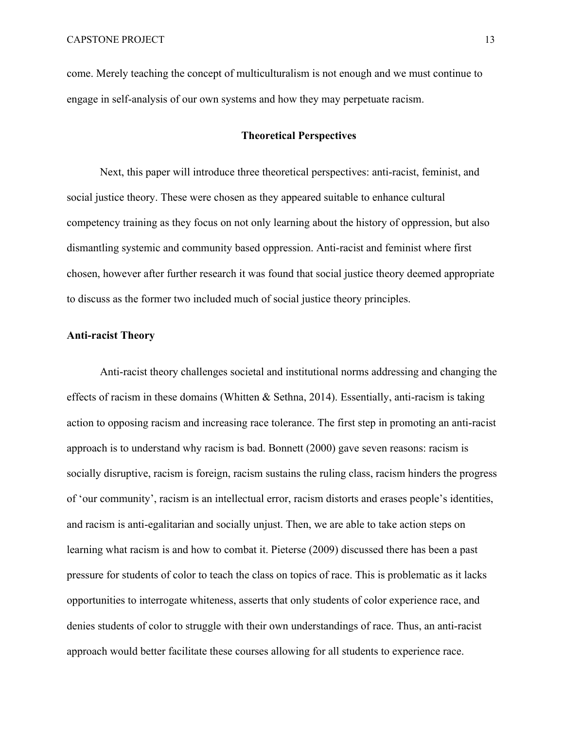come. Merely teaching the concept of multiculturalism is not enough and we must continue to engage in self-analysis of our own systems and how they may perpetuate racism.

## Theoretical Perspectives

Next, this paper will introduce three theoretical perspectives: anti-racist, feminist, and social justice theory. These were chosen as they appeared suitable to enhance cultural competency training as they focus on not only learning about the history of oppression, but also dismantling systemic and community based oppression. Anti-racist and feminist where first chosen, however after further research it was found that social justice theory deemed appropriate to discuss as the former two included much of social justice theory principles.

### Anti-racist Theory

Anti-racist theory challenges societal and institutional norms addressing and changing the effects of racism in these domains (Whitten & Sethna, 2014). Essentially, anti-racism is taking action to opposing racism and increasing race tolerance. The first step in promoting an anti-racist approach is to understand why racism is bad. Bonnett (2000) gave seven reasons: racism is socially disruptive, racism is foreign, racism sustains the ruling class, racism hinders the progress of 'our community', racism is an intellectual error, racism distorts and erases people's identities, and racism is anti-egalitarian and socially unjust. Then, we are able to take action steps on learning what racism is and how to combat it. Pieterse (2009) discussed there has been a past pressure for students of color to teach the class on topics of race. This is problematic as it lacks opportunities to interrogate whiteness, asserts that only students of color experience race, and denies students of color to struggle with their own understandings of race. Thus, an anti-racist approach would better facilitate these courses allowing for all students to experience race.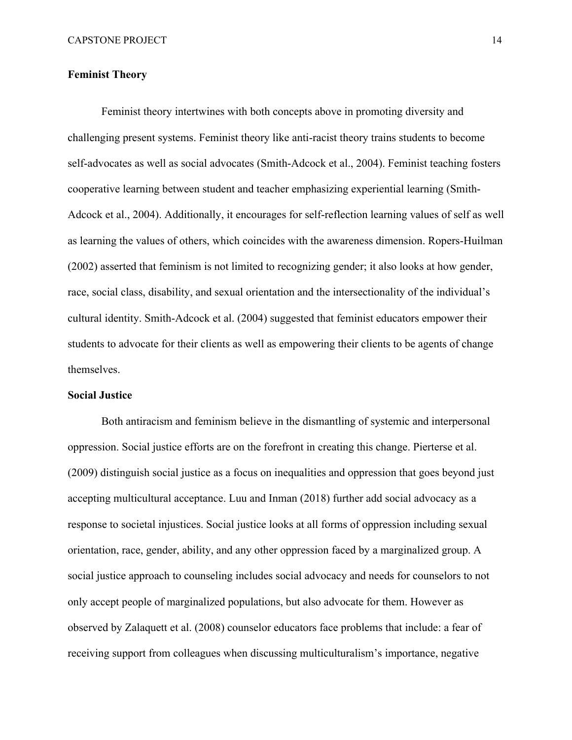**Feminist Theory**

Feminist theory intertwines with both concepts above in promoting diversity and challenging present systems. Feminist theory like anti-racist theory trains students to become self-advocates as well as social advocates (Smith-Adcock et al., 2004). Feminist teaching fosters cooperative learning between student and teacher emphasizing experiential learning (Smith-Adcock et al., 2004). Additionally, it encourages for self-reflection learning values of self as well as learning the values of others, which coincides with the awareness dimension. Ropers-Huilman (2002) asserted that feminism is not limited to recognizing gender; it also looks at how gender, race, social class, disability, and sexual orientation and the intersectionality of the individual's cultural identity. Smith-Adcock et al. (2004) suggested that feminist educators empower their students to advocate for their clients as well as empowering their clients to be agents of change themselves.

**Social Justice**

Both antiracism and feminism believe in the dismantling of systemic and interpersonal oppression. Social justice efforts are on the forefront in creating this change. Pierterse et al. (2009) distinguish social justice as a focus on inequalities and oppression that goes beyond just accepting multicultural acceptance. Luu and Inman (2018) further add social advocacy as a response to societal injustices. Social justice looks at all forms of oppression including sexual orientation, race, gender, ability, and any other oppression faced by a marginalized group. A social justice approach to counseling includes social advocacy and needs for counselors to not only accept people of marginalized populations, but also advocate for them. However as observed by Zalaquett et al. (2008) counselor educators face problems that include: a fear of receiving support from colleagues when discussing multiculturalism's importance, negative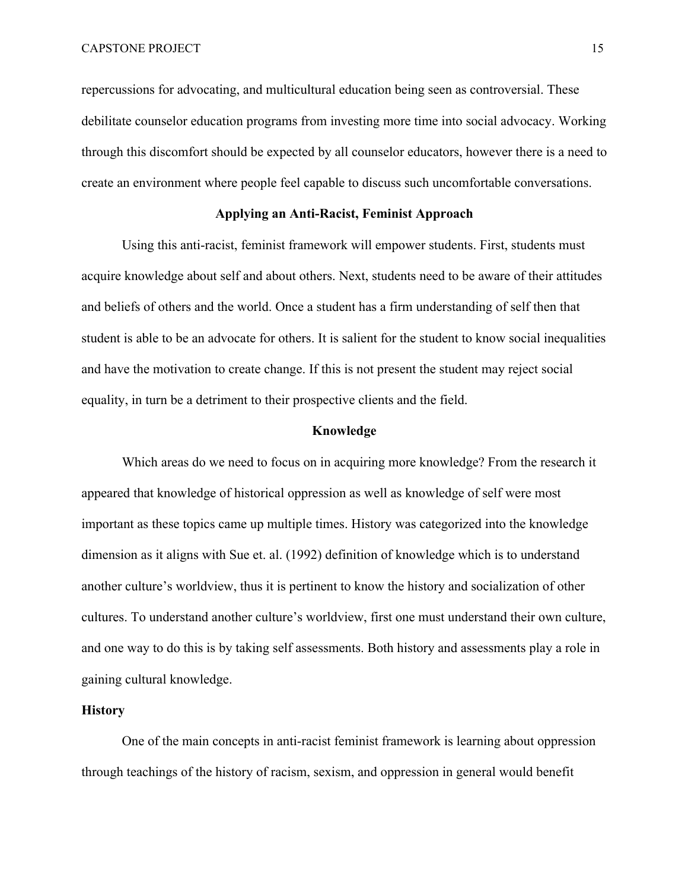repercussions for advocating, and multicultural education being seen as controversial. These debilitate counselor education programs from investing more time into social advocacy. Working through this discomfort should be expected by all counselor educators, however there is a need to create an environment where people feel capable to discuss such uncomfortable conversations.

## Applying an Anti-Racist, Feminist Approach

Using this anti-racist, feminist framework will empower students. First, students must acquire knowledge about self and about others. Next, students need to be aware of their attitudes and beliefs of others and the world. Once a student has a firm understanding of self then that student is able to be an advocate for others. It is salient for the student to know social inequalities and have the motivation to create change. If this is not present the student may reject social equality, in turn be a detriment to their prospective clients and the field.

## Knowledge

Which areas do we need to focus on in acquiring more knowledge? From the research it appeared that knowledge of historical oppression as well as knowledge of self were most important as these topics came up multiple times. History was categorized into the knowledge dimension as it aligns with Sue et. al. (1992) definition of knowledge which is to understand another culture's worldview, thus it is pertinent to know the history and socialization of other cultures. To understand another culture's worldview, first one must understand their own culture, and one way to do this is by taking self assessments. Both history and assessments play a role in gaining cultural knowledge.

### History

One of the main concepts in anti-racist feminist framework is learning about oppression through teachings of the history of racism, sexism, and oppression in general would benefit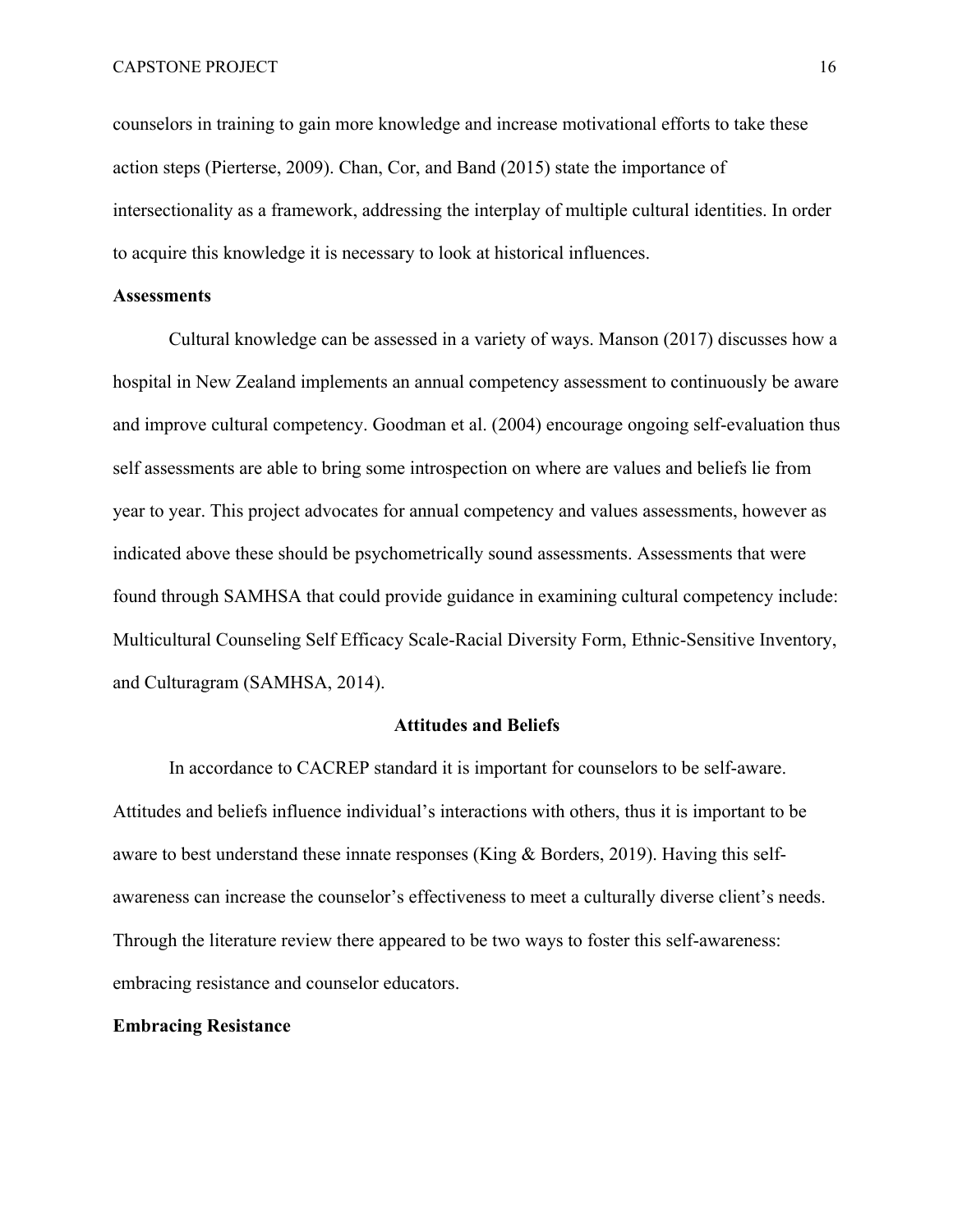counselors in training to gain more knowledge and increase motivational efforts to take these action steps (Pierterse, 2009). Chan, Cor, and Band (2015) state the importance of intersectionality as a framework, addressing the interplay of multiple cultural identities. In order to acquire this knowledge it is necessary to look at historical influences.

**Assessments**

Cultural knowledge can be assessed in a variety of ways. Manson (2017) discusses how a hospital in New Zealand implements an annual competency assessment to continuously be aware and improve cultural competency. Goodman et al. (2004) encourage ongoing self-evaluation thus self assessments are able to bring some introspection on where are values and beliefs lie from year to year. This project advocates for annual competency and values assessments, however as indicated above these should be psychometrically sound assessments. Assessments that were found through SAMHSA that could provide guidance in examining cultural competency include: Multicultural Counseling Self Efficacy Scale-Racial Diversity Form, Ethnic-Sensitive Inventory, and Culturagram (SAMHSA, 2014).

## Attitudes and Beliefs

In accordance to CACREP standard it is important for counselors to be self-aware. Attitudes and beliefs influence individual's interactions with others, thus it is important to be aware to best understand these innate responses (King & Borders, 2019). Having this self-awareness can increase the counselor's effectiveness to meet a culturally diverse client's needs. Through the literature review there appeared to be two ways to foster this self-awareness: embracing resistance and counselor educators.

**Embracing Resistance**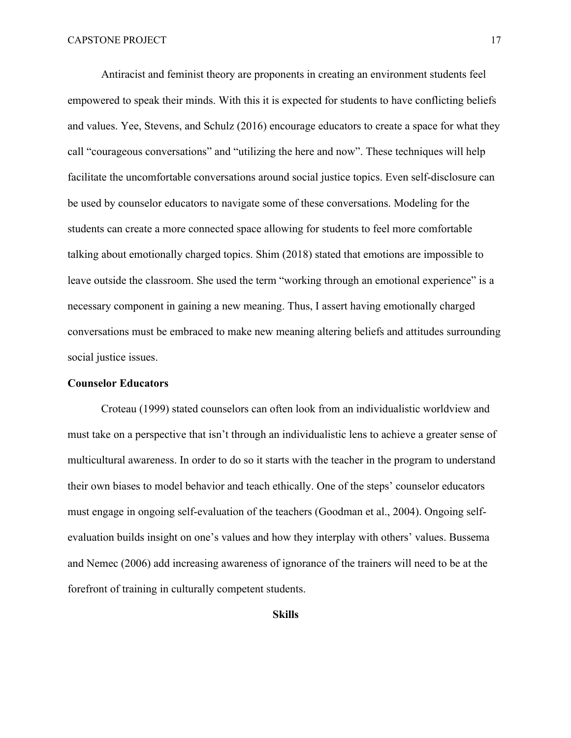Antiracist and feminist theory are proponents in creating an environment students feel empowered to speak their minds. With this it is expected for students to have conflicting beliefs and values. Yee, Stevens, and Schulz (2016) encourage educators to create a space for what they call "courageous conversations" and "utilizing the here and now". These techniques will help facilitate the uncomfortable conversations around social justice topics. Even self-disclosure can be used by counselor educators to navigate some of these conversations. Modeling for the students can create a more connected space allowing for students to feel more comfortable talking about emotionally charged topics. Shim (2018) stated that emotions are impossible to leave outside the classroom. She used the term "working through an emotional experience" is a necessary component in gaining a new meaning. Thus, I assert having emotionally charged conversations must be embraced to make new meaning altering beliefs and attitudes surrounding social justice issues.

### Counselor Educators

Croteau (1999) stated counselors can often look from an individualistic worldview and must take on a perspective that isn't through an individualistic lens to achieve a greater sense of multicultural awareness. In order to do so it starts with the teacher in the program to understand their own biases to model behavior and teach ethically. One of the steps' counselor educators must engage in ongoing self-evaluation of the teachers (Goodman et al., 2004). Ongoing self-evaluation builds insight on one's values and how they interplay with others' values. Bussema and Nemec (2006) add increasing awareness of ignorance of the trainers will need to be at the forefront of training in culturally competent students.

## Skills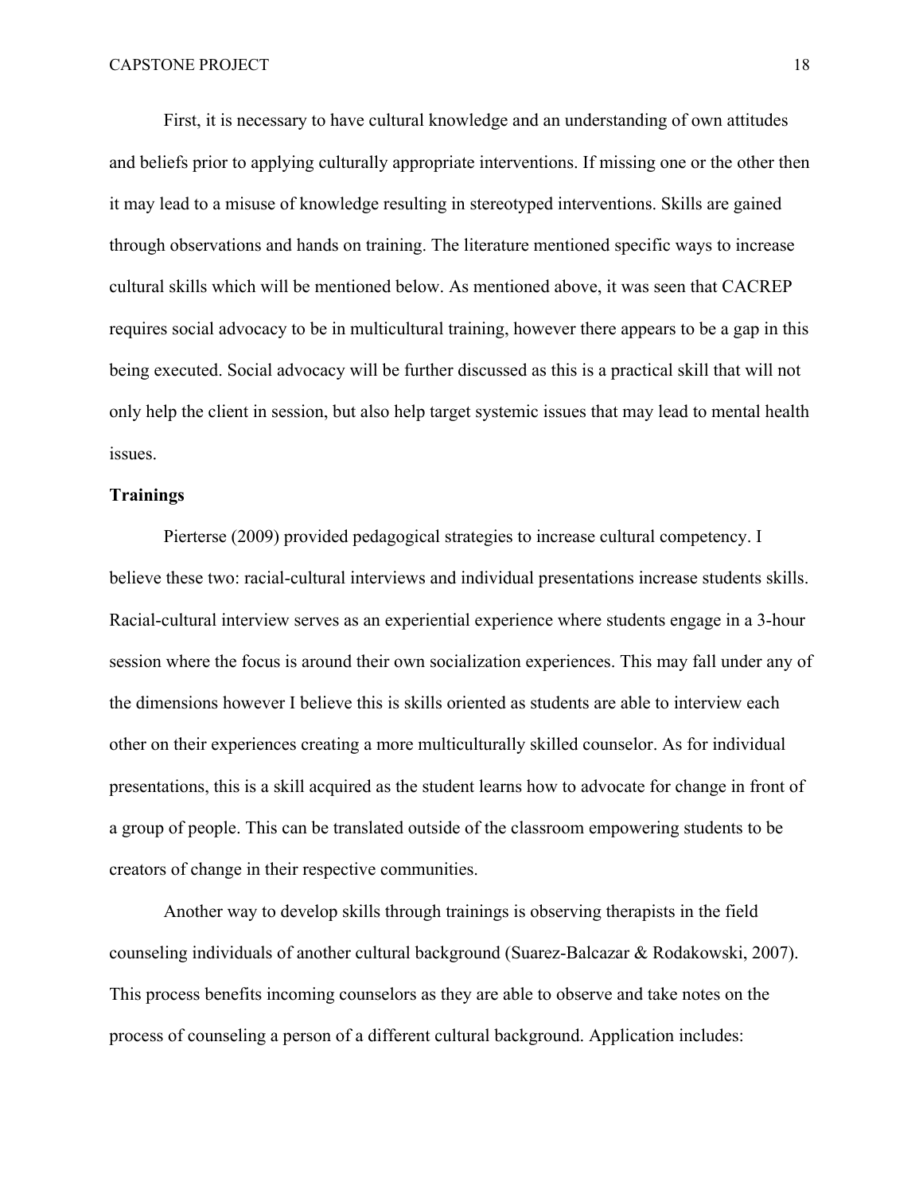First, it is necessary to have cultural knowledge and an understanding of own attitudes and beliefs prior to applying culturally appropriate interventions. If missing one or the other then it may lead to a misuse of knowledge resulting in stereotyped interventions. Skills are gained through observations and hands on training. The literature mentioned specific ways to increase cultural skills which will be mentioned below. As mentioned above, it was seen that CACREP requires social advocacy to be in multicultural training, however there appears to be a gap in this being executed. Social advocacy will be further discussed as this is a practical skill that will not only help the client in session, but also help target systemic issues that may lead to mental health issues.

**Trainings**

Pierterse (2009) provided pedagogical strategies to increase cultural competency. I believe these two: racial-cultural interviews and individual presentations increase students skills. Racial-cultural interview serves as an experiential experience where students engage in a 3-hour session where the focus is around their own socialization experiences. This may fall under any of the dimensions however I believe this is skills oriented as students are able to interview each other on their experiences creating a more multiculturally skilled counselor. As for individual presentations, this is a skill acquired as the student learns how to advocate for change in front of a group of people. This can be translated outside of the classroom empowering students to be creators of change in their respective communities.

Another way to develop skills through trainings is observing therapists in the field counseling individuals of another cultural background (Suarez-Balcazar & Rodakowski, 2007). This process benefits incoming counselors as they are able to observe and take notes on the process of counseling a person of a different cultural background. Application includes: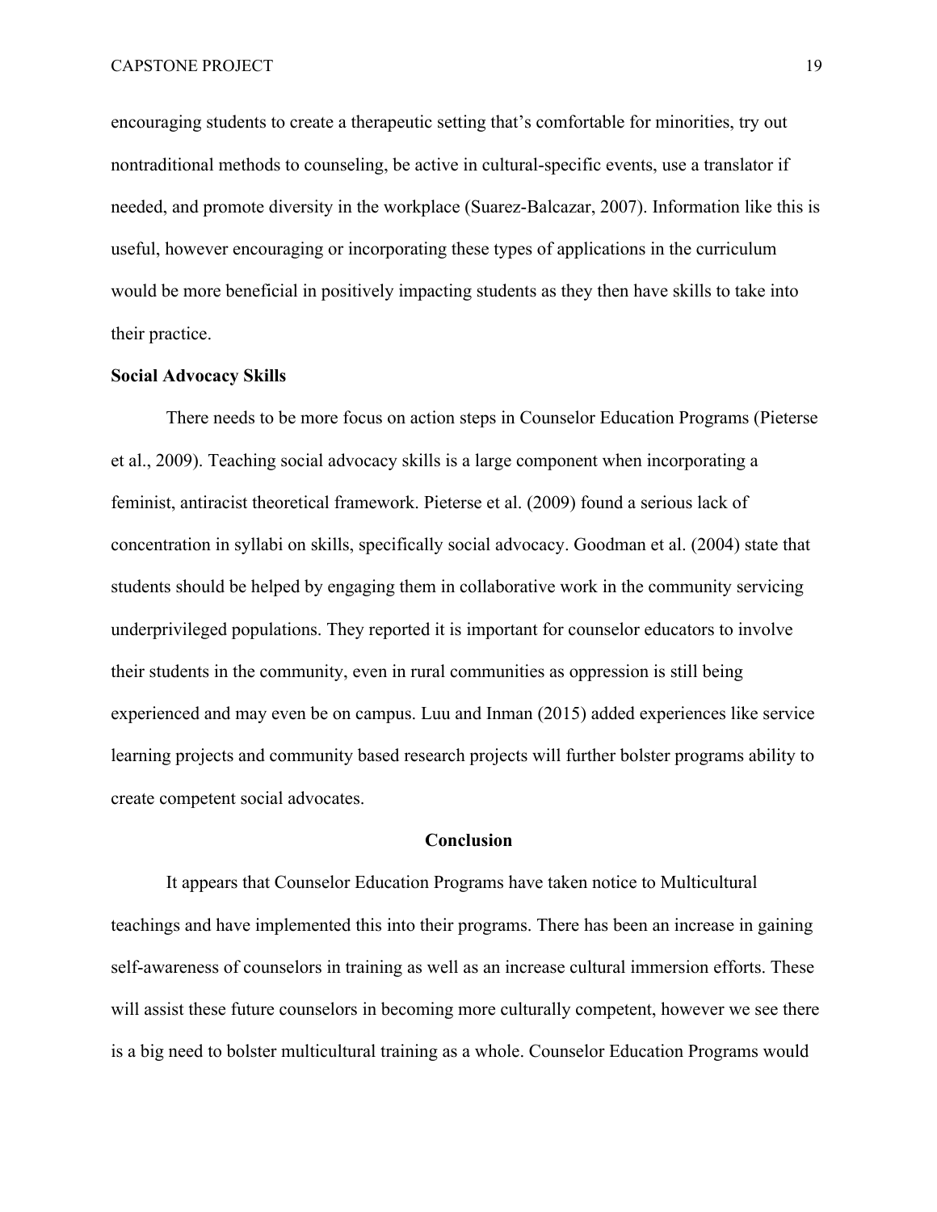encouraging students to create a therapeutic setting that's comfortable for minorities, try out nontraditional methods to counseling, be active in cultural-specific events, use a translator if needed, and promote diversity in the workplace (Suarez-Balcazar, 2007). Information like this is useful, however encouraging or incorporating these types of applications in the curriculum would be more beneficial in positively impacting students as they then have skills to take into their practice.

**Social Advocacy Skills**

There needs to be more focus on action steps in Counselor Education Programs (Pieterse et al., 2009). Teaching social advocacy skills is a large component when incorporating a feminist, antiracist theoretical framework. Pieterse et al. (2009) found a serious lack of concentration in syllabi on skills, specifically social advocacy. Goodman et al. (2004) state that students should be helped by engaging them in collaborative work in the community servicing underprivileged populations. They reported it is important for counselor educators to involve their students in the community, even in rural communities as oppression is still being experienced and may even be on campus. Luu and Inman (2015) added experiences like service learning projects and community based research projects will further bolster programs ability to create competent social advocates.

## Conclusion

It appears that Counselor Education Programs have taken notice to Multicultural teachings and have implemented this into their programs. There has been an increase in gaining self-awareness of counselors in training as well as an increase cultural immersion efforts. These will assist these future counselors in becoming more culturally competent, however we see there is a big need to bolster multicultural training as a whole. Counselor Education Programs would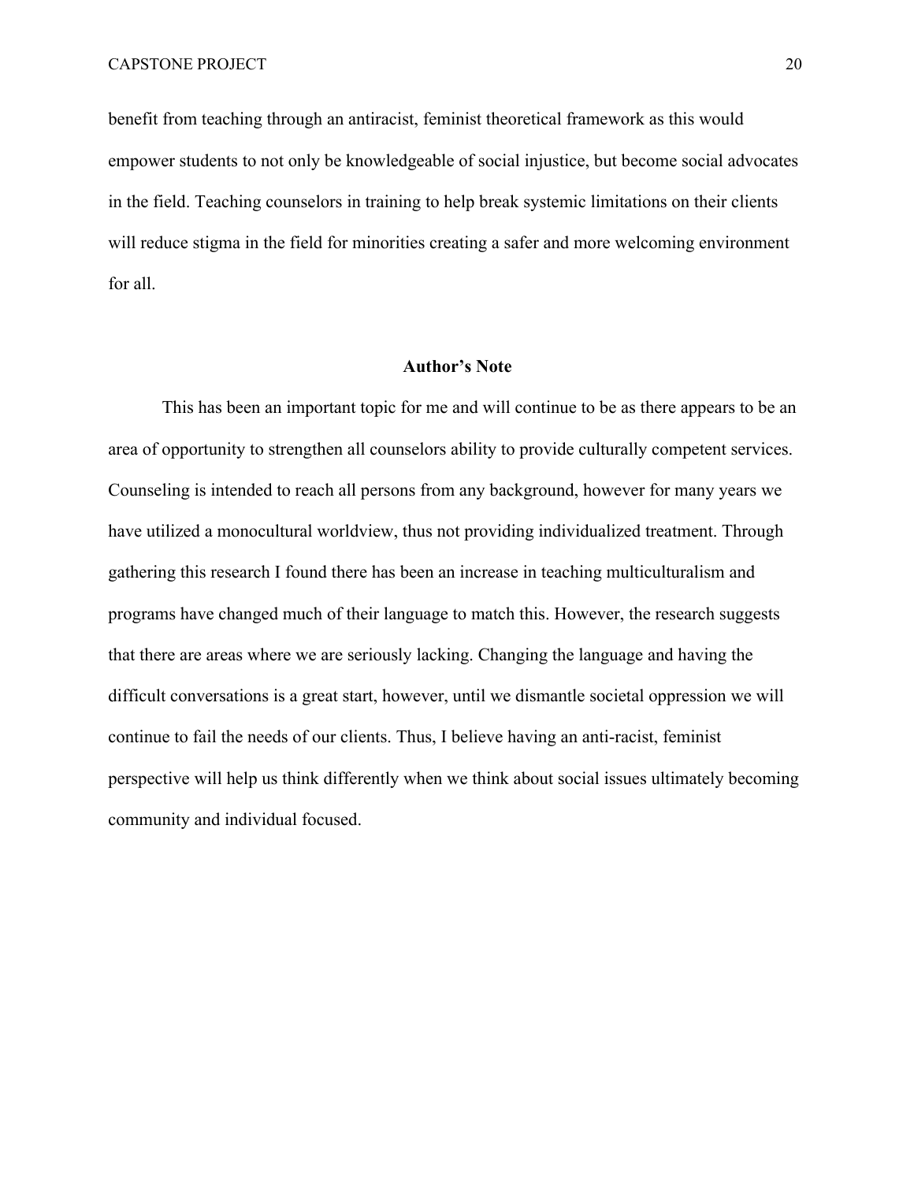benefit from teaching through an antiracist, feminist theoretical framework as this would empower students to not only be knowledgeable of social injustice, but become social advocates in the field. Teaching counselors in training to help break systemic limitations on their clients will reduce stigma in the field for minorities creating a safer and more welcoming environment for all.

## Author's Note

This has been an important topic for me and will continue to be as there appears to be an area of opportunity to strengthen all counselors ability to provide culturally competent services. Counseling is intended to reach all persons from any background, however for many years we have utilized a monocultural worldview, thus not providing individualized treatment. Through gathering this research I found there has been an increase in teaching multiculturalism and programs have changed much of their language to match this. However, the research suggests that there are areas where we are seriously lacking. Changing the language and having the difficult conversations is a great start, however, until we dismantle societal oppression we will continue to fail the needs of our clients. Thus, I believe having an anti-racist, feminist perspective will help us think differently when we think about social issues ultimately becoming community and individual focused.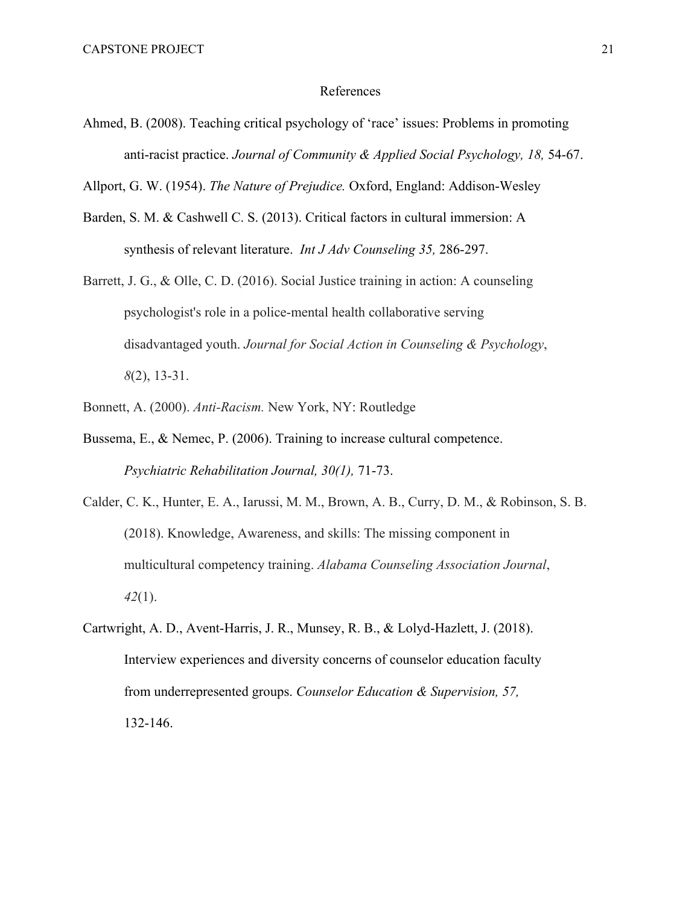# References

Ahmed, B. (2008). Teaching critical psychology of 'race' issues: Problems in promoting anti-racist practice. *Journal of Community & Applied Social Psychology, 18,* 54-67.

Allport, G. W. (1954). *The Nature of Prejudice.* Oxford, England: Addison-Wesley

Barden, S. M. & Cashwell C. S. (2013). Critical factors in cultural immersion: A synthesis of relevant literature. *Int J Adv Counseling 35,* 286-297.

Barrett, J. G., & Olle, C. D. (2016). Social Justice training in action: A counseling psychologist's role in a police-mental health collaborative serving disadvantaged youth. *Journal for Social Action in Counseling & Psychology*, *8*(2), 13-31.

Bonnett, A. (2000). *Anti-Racism.* New York, NY: Routledge

Bussema, E., & Nemec, P. (2006). Training to increase cultural competence. *Psychiatric Rehabilitation Journal, 30(1),* 71-73.

Calder, C. K., Hunter, E. A., Iarussi, M. M., Brown, A. B., Curry, D. M., & Robinson, S. B. (2018). Knowledge, Awareness, and skills: The missing component in multicultural competency training. *Alabama Counseling Association Journal*, *42*(1).

Cartwright, A. D., Avent-Harris, J. R., Munsey, R. B., & Lolyd-Hazlett, J. (2018). Interview experiences and diversity concerns of counselor education faculty from underrepresented groups. *Counselor Education & Supervision, 57,* 132-146.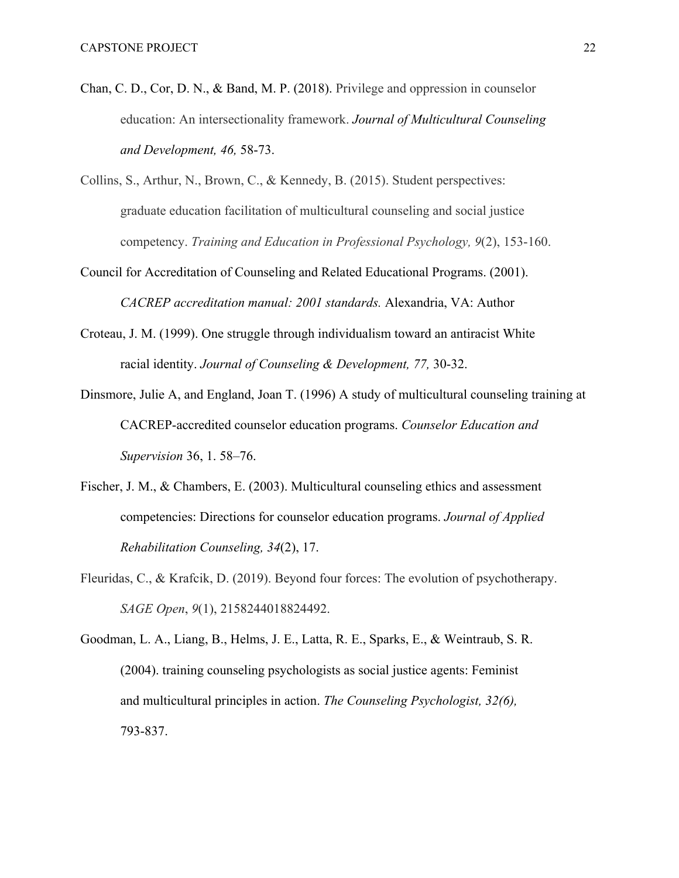Chan, C. D., Cor, D. N., & Band, M. P. (2018). Privilege and oppression in counselor education: An intersectionality framework. *Journal of Multicultural Counseling and Development, 46,* 58-73.

Collins, S., Arthur, N., Brown, C., & Kennedy, B. (2015). Student perspectives: graduate education facilitation of multicultural counseling and social justice competency. *Training and Education in Professional Psychology, 9*(2), 153-160.

Council for Accreditation of Counseling and Related Educational Programs. (2001). *CACREP accreditation manual: 2001 standards.* Alexandria, VA: Author

Croteau, J. M. (1999). One struggle through individualism toward an antiracist White racial identity. *Journal of Counseling & Development, 77,* 30-32.

Dinsmore, Julie A, and England, Joan T. (1996) A study of multicultural counseling training at CACREP-accredited counselor education programs. *Counselor Education and Supervision* 36, 1. 58–76.

Fischer, J. M., & Chambers, E. (2003). Multicultural counseling ethics and assessment competencies: Directions for counselor education programs. *Journal of Applied Rehabilitation Counseling, 34*(2), 17.

Fleuridas, C., & Krafcik, D. (2019). Beyond four forces: The evolution of psychotherapy. *SAGE Open*, *9*(1), 2158244018824492.

Goodman, L. A., Liang, B., Helms, J. E., Latta, R. E., Sparks, E., & Weintraub, S. R. (2004). training counseling psychologists as social justice agents: Feminist and multicultural principles in action. *The Counseling Psychologist, 32(6),* 793-837.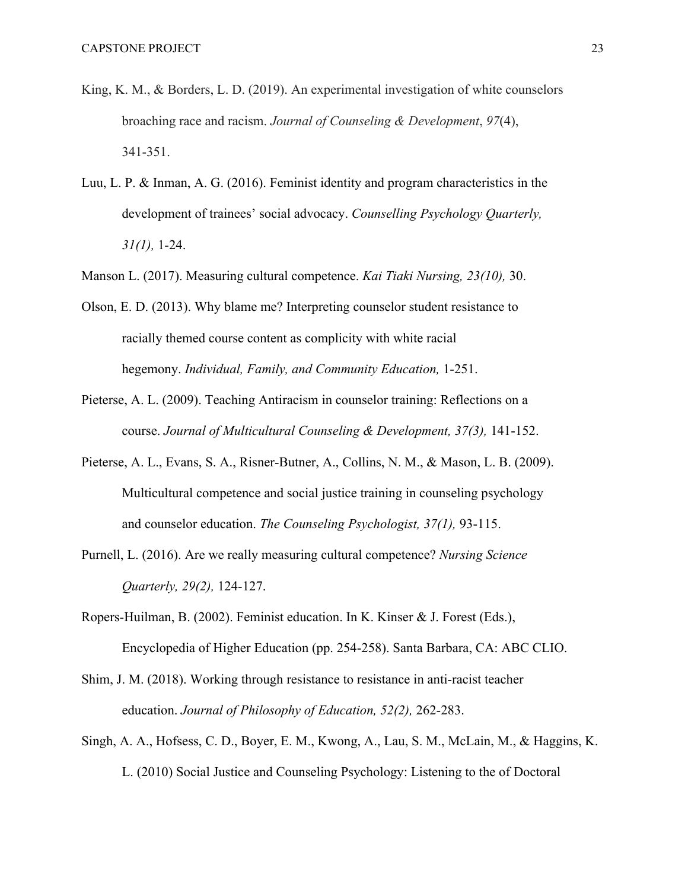King, K. M., & Borders, L. D. (2019). An experimental investigation of white counselors broaching race and racism. *Journal of Counseling & Development*, *97*(4), 341-351.

Luu, L. P. & Inman, A. G. (2016). Feminist identity and program characteristics in the development of trainees' social advocacy. *Counselling Psychology Quarterly, 31(1),* 1-24.

Manson L. (2017). Measuring cultural competence. *Kai Tiaki Nursing, 23(10),* 30.

Olson, E. D. (2013). Why blame me? Interpreting counselor student resistance to racially themed course content as complicity with white racial hegemony. *Individual, Family, and Community Education,* 1-251.

Pieterse, A. L. (2009). Teaching Antiracism in counselor training: Reflections on a course. *Journal of Multicultural Counseling & Development, 37(3),* 141-152.

Pieterse, A. L., Evans, S. A., Risner-Butner, A., Collins, N. M., & Mason, L. B. (2009). Multicultural competence and social justice training in counseling psychology and counselor education. *The Counseling Psychologist, 37(1),* 93-115.

Purnell, L. (2016). Are we really measuring cultural competence? *Nursing Science Quarterly, 29(2),* 124-127.

Ropers-Huilman, B. (2002). Feminist education. In K. Kinser & J. Forest (Eds.), Encyclopedia of Higher Education (pp. 254-258). Santa Barbara, CA: ABC CLIO.

Shim, J. M. (2018). Working through resistance to resistance in anti-racist teacher education. *Journal of Philosophy of Education, 52(2),* 262-283.

Singh, A. A., Hofsess, C. D., Boyer, E. M., Kwong, A., Lau, S. M., McLain, M., & Haggins, K. L. (2010) Social Justice and Counseling Psychology: Listening to the of Doctoral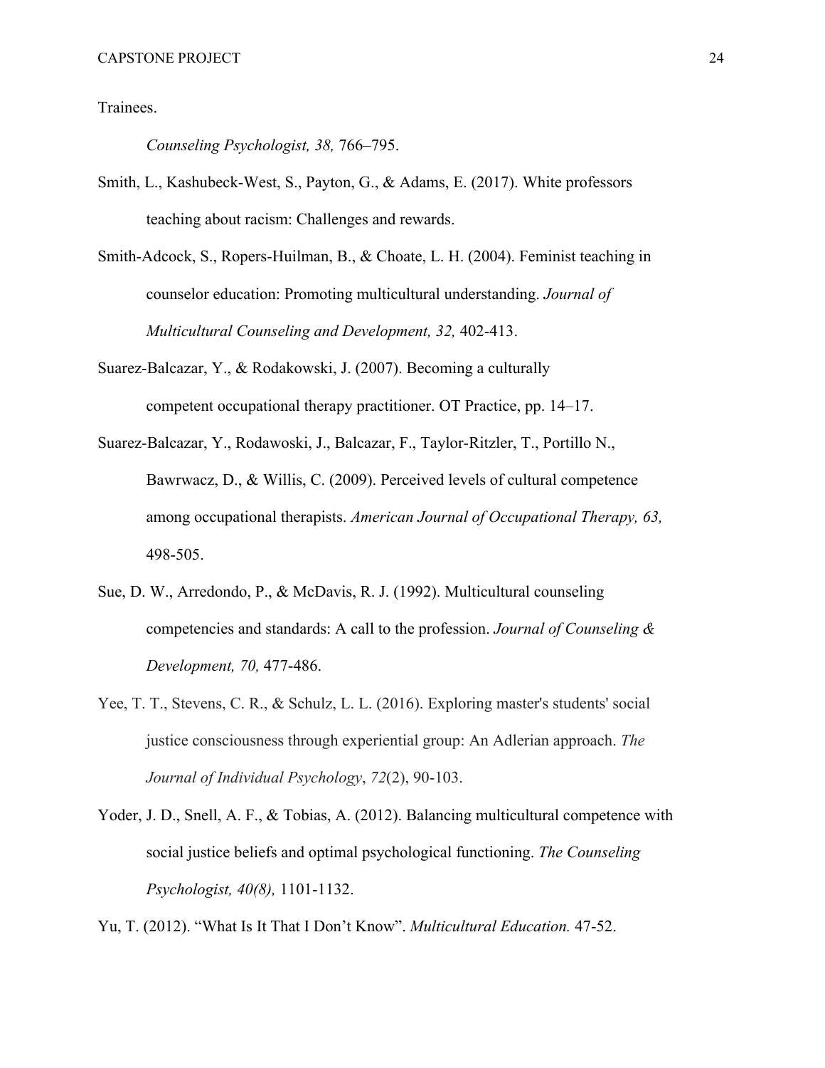Trainees.

*Counseling Psychologist, 38,* 766–795.

Smith, L., Kashubeck-West, S., Payton, G., & Adams, E. (2017). White professors teaching about racism: Challenges and rewards.

Smith-Adcock, S., Ropers-Huilman, B., & Choate, L. H. (2004). Feminist teaching in counselor education: Promoting multicultural understanding. *Journal of Multicultural Counseling and Development, 32,* 402-413.

Suarez-Balcazar, Y., & Rodakowski, J. (2007). Becoming a culturally competent occupational therapy practitioner. OT Practice, pp. 14–17.

Suarez-Balcazar, Y., Rodawoski, J., Balcazar, F., Taylor-Ritzler, T., Portillo N., Bawrwacz, D., & Willis, C. (2009). Perceived levels of cultural competence among occupational therapists. *American Journal of Occupational Therapy, 63,* 498-505.

Sue, D. W., Arredondo, P., & McDavis, R. J. (1992). Multicultural counseling competencies and standards: A call to the profession. *Journal of Counseling & Development, 70,* 477-486.

Yee, T. T., Stevens, C. R., & Schulz, L. L. (2016). Exploring master's students' social justice consciousness through experiential group: An Adlerian approach. *The Journal of Individual Psychology*, *72*(2), 90-103.

Yoder, J. D., Snell, A. F., & Tobias, A. (2012). Balancing multicultural competence with social justice beliefs and optimal psychological functioning. *The Counseling Psychologist, 40(8),* 1101-1132.

Yu, T. (2012). "What Is It That I Don't Know". *Multicultural Education.* 47-52.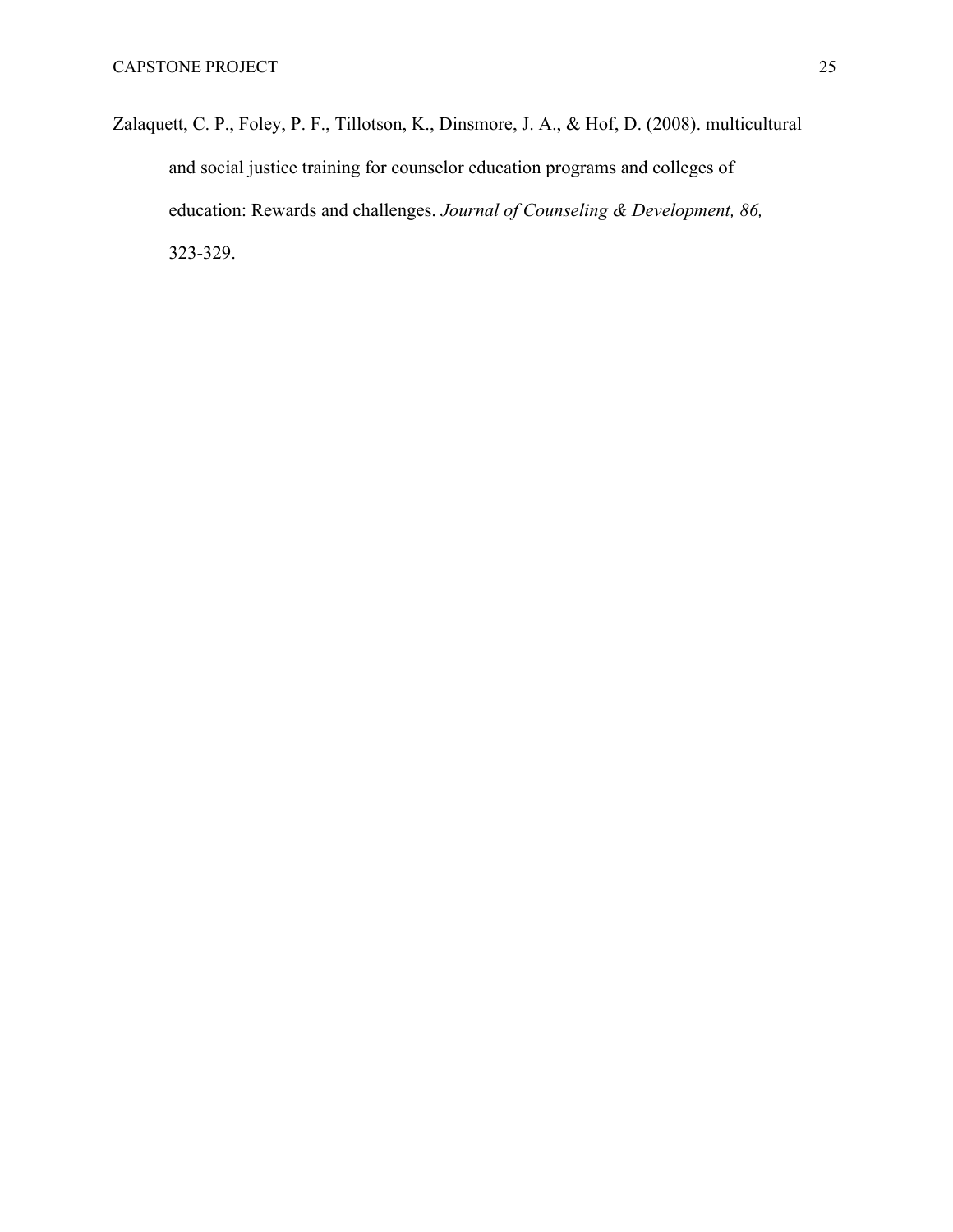Zalaquett, C. P., Foley, P. F., Tillotson, K., Dinsmore, J. A., & Hof, D. (2008). multicultural and social justice training for counselor education programs and colleges of education: Rewards and challenges. *Journal of Counseling & Development, 86,* 323-329.